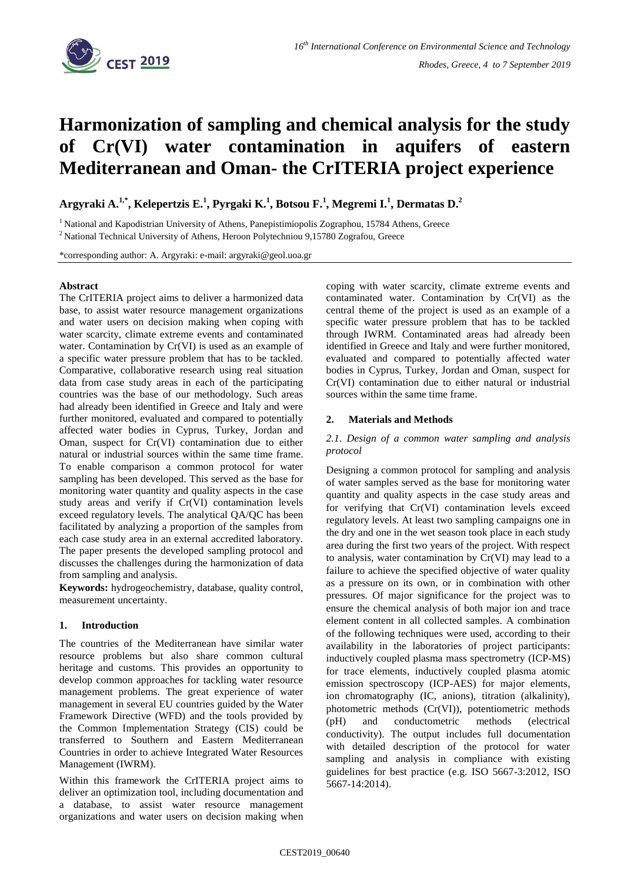# Harmonization of sampling and chemical analysis for the study of Cr(VI) water contamination in aquifers of eastern Mediterranean and Oman- the CrITERIA project experience

**Argyraki A.[1,*], Kelepertzis E.[1], Pyrgaki K.[1], Botsou F.[1], Megremi I.[1], Dermatas D.[2]**

[1] National and Kapodistrian University of Athens, Panepistimiopolis Zographou, 15784 Athens, Greece

[2] National Technical University of Athens, Heroon Polytechniou 9,15780 Zografou, Greece

*corresponding author: A. Argyraki: e-mail: argyraki@geol.uoa.gr

**Abstract**

The CrITERIA project aims to deliver a harmonized data base, to assist water resource management organizations and water users on decision making when coping with water scarcity, climate extreme events and contaminated water. Contamination by Cr(VI) is used as an example of a specific water pressure problem that has to be tackled. Comparative, collaborative research using real situation data from case study areas in each of the participating countries was the base of our methodology. Such areas had already been identified in Greece and Italy and were further monitored, evaluated and compared to potentially affected water bodies in Cyprus, Turkey, Jordan and Oman, suspect for Cr(VI) contamination due to either natural or industrial sources within the same time frame. To enable comparison a common protocol for water sampling has been developed. This served as the base for monitoring water quantity and quality aspects in the case study areas and verify if Cr(VI) contamination levels exceed regulatory levels. The analytical QA/QC has been facilitated by analyzing a proportion of the samples from each case study area in an external accredited laboratory. The paper presents the developed sampling protocol and discusses the challenges during the harmonization of data from sampling and analysis.

**Keywords:** hydrogeochemistry, database, quality control, measurement uncertainty.

## 1. Introduction

The countries of the Mediterranean have similar water resource problems but also share common cultural heritage and customs. This provides an opportunity to develop common approaches for tackling water resource management problems. The great experience of water management in several EU countries guided by the Water Framework Directive (WFD) and the tools provided by the Common Implementation Strategy (CIS) could be transferred to Southern and Eastern Mediterranean Countries in order to achieve Integrated Water Resources Management (IWRM).

Within this framework the CrITERIA project aims to deliver an optimization tool, including documentation and a database, to assist water resource management organizations and water users on decision making when coping with water scarcity, climate extreme events and contaminated water. Contamination by Cr(VI) as the central theme of the project is used as an example of a specific water pressure problem that has to be tackled through IWRM. Contaminated areas had already been identified in Greece and Italy and were further monitored, evaluated and compared to potentially affected water bodies in Cyprus, Turkey, Jordan and Oman, suspect for Cr(VI) contamination due to either natural or industrial sources within the same time frame.

## 2. Materials and Methods

### *2.1. Design of a common water sampling and analysis protocol*

Designing a common protocol for sampling and analysis of water samples served as the base for monitoring water quantity and quality aspects in the case study areas and for verifying that Cr(VI) contamination levels exceed regulatory levels. At least two sampling campaigns one in the dry and one in the wet season took place in each study area during the first two years of the project. With respect to analysis, water contamination by Cr(VI) may lead to a failure to achieve the specified objective of water quality as a pressure on its own, or in combination with other pressures. Of major significance for the project was to ensure the chemical analysis of both major ion and trace element content in all collected samples. A combination of the following techniques were used, according to their availability in the laboratories of project participants: inductively coupled plasma mass spectrometry (ICP-MS) for trace elements, inductively coupled plasma atomic emission spectroscopy (ICP-AES) for major elements, ion chromatography (IC, anions), titration (alkalinity), photometric methods (Cr(VI)), potentiometric methods (pH) and conductometric methods (electrical conductivity). The output includes full documentation with detailed description of the protocol for water sampling and analysis in compliance with existing guidelines for best practice (e.g. ISO 5667-3:2012, ISO 5667-14:2014).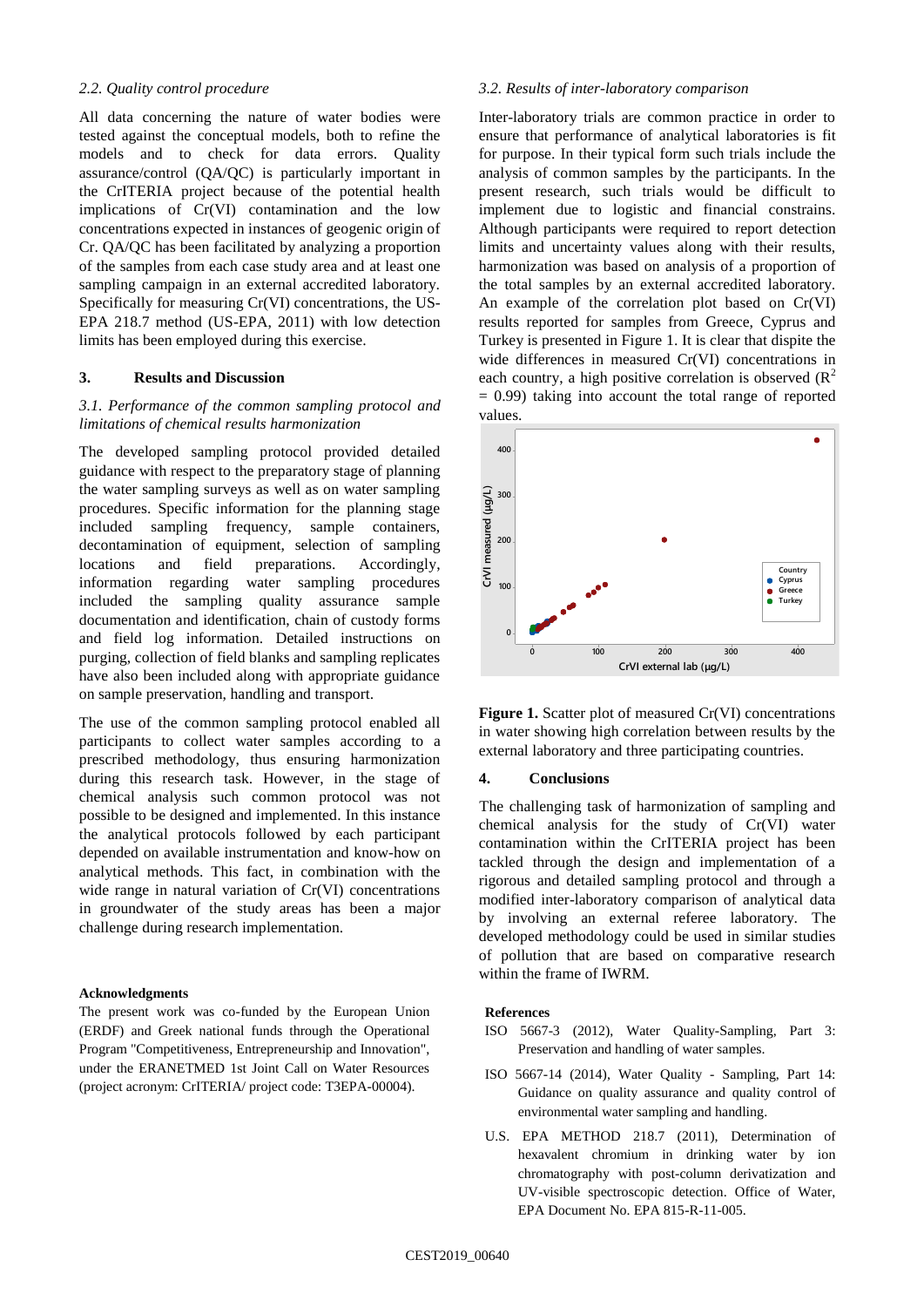### 2.2. Quality control procedure

All data concerning the nature of water bodies were tested against the conceptual models, both to refine the models and to check for data errors. Quality assurance/control (QA/QC) is particularly important in the CrITERIA project because of the potential health implications of Cr(VI) contamination and the low concentrations expected in instances of geogenic origin of Cr. QA/QC has been facilitated by analyzing a proportion of the samples from each case study area and at least one sampling campaign in an external accredited laboratory. Specifically for measuring Cr(VI) concentrations, the US-EPA 218.7 method (US-EPA, 2011) with low detection limits has been employed during this exercise.

## 3. Results and Discussion

### 3.1. Performance of the common sampling protocol and limitations of chemical results harmonization

The developed sampling protocol provided detailed guidance with respect to the preparatory stage of planning the water sampling surveys as well as on water sampling procedures. Specific information for the planning stage included sampling frequency, sample containers, decontamination of equipment, selection of sampling locations and field preparations. Accordingly, information regarding water sampling procedures included the sampling quality assurance sample documentation and identification, chain of custody forms and field log information. Detailed instructions on purging, collection of field blanks and sampling replicates have also been included along with appropriate guidance on sample preservation, handling and transport.

The use of the common sampling protocol enabled all participants to collect water samples according to a prescribed methodology, thus ensuring harmonization during this research task. However, in the stage of chemical analysis such common protocol was not possible to be designed and implemented. In this instance the analytical protocols followed by each participant depended on available instrumentation and know-how on analytical methods. This fact, in combination with the wide range in natural variation of Cr(VI) concentrations in groundwater of the study areas has been a major challenge during research implementation.

### 3.2. Results of inter-laboratory comparison

Inter-laboratory trials are common practice in order to ensure that performance of analytical laboratories is fit for purpose. In their typical form such trials include the analysis of common samples by the participants. In the present research, such trials would be difficult to implement due to logistic and financial constrains. Although participants were required to report detection limits and uncertainty values along with their results, harmonization was based on analysis of a proportion of the total samples by an external accredited laboratory. An example of the correlation plot based on Cr(VI) results reported for samples from Greece, Cyprus and Turkey is presented in Figure 1. It is clear that dispite the wide differences in measured Cr(VI) concentrations in each country, a high positive correlation is observed ($R^2$ = 0.99) taking into account the total range of reported values.

CrVI measured (μg/L)
0
100
200
300
400
0
100
200
300
400
CrVI external lab (μg/L)
Country
Cyprus
Greece
Turkey

**Figure 1.** Scatter plot of measured Cr(VI) concentrations in water showing high correlation between results by the external laboratory and three participating countries.

## 4. Conclusions

The challenging task of harmonization of sampling and chemical analysis for the study of Cr(VI) water contamination within the CrITERIA project has been tackled through the design and implementation of a rigorous and detailed sampling protocol and through a modified inter-laboratory comparison of analytical data by involving an external referee laboratory. The developed methodology could be used in similar studies of pollution that are based on comparative research within the frame of IWRM.

#### Acknowledgments

The present work was co-funded by the European Union (ERDF) and Greek national funds through the Operational Program "Competitiveness, Entrepreneurship and Innovation", under the ERANETMED 1st Joint Call on Water Resources (project acronym: CrITERIA/ project code: T3EPA-00004).

#### References

ISO 5667-3 (2012), Water Quality-Sampling, Part 3: Preservation and handling of water samples.

ISO 5667-14 (2014), Water Quality - Sampling, Part 14: Guidance on quality assurance and quality control of environmental water sampling and handling.

U.S. EPA METHOD 218.7 (2011), Determination of hexavalent chromium in drinking water by ion chromatography with post-column derivatization and UV-visible spectroscopic detection. Office of Water, EPA Document No. EPA 815-R-11-005.